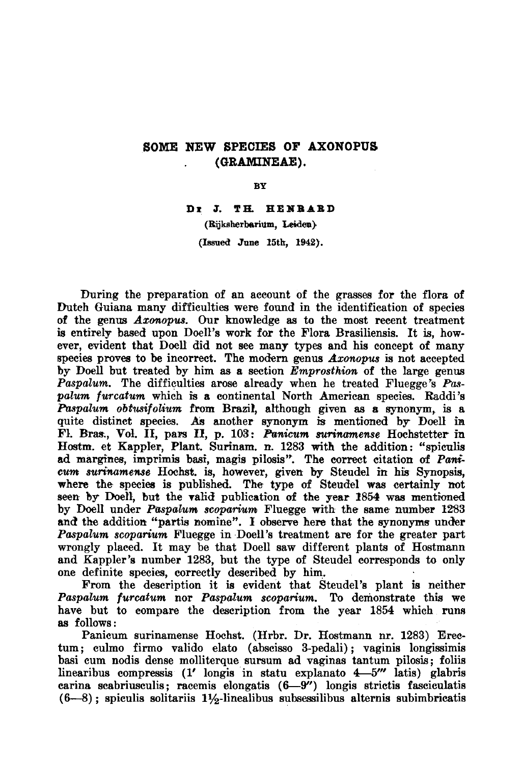# SOME NEW SPECIES OF AXONOPUS (GRAMINEAE).

BY

**Dr J. TH. HENRARD**
(Rijksherbarium, Leiden)

(Issued June 15th, 1942).

During the preparation of an account of the grasses for the flora of Dutch Guiana many difficulties were found in the identification of species of the genus *Axonopus*. Our knowledge as to the most recent treatment is entirely based upon Doell's work for the Flora Brasiliensis. It is, however, evident that Doell did not see many types and his concept of many species proves to be incorrect. The modern genus *Axonopus* is not accepted by Doell but treated by him as a section *Emprosthion* of the large genus *Paspalum*. The difficulties arose already when he treated Fluegge's *Paspalum furcatum* which is a continental North American species. Raddi's *Paspalum obtusifolium* from Brazil, although given as a synonym, is a quite distinct species. As another synonym is mentioned by Doell in Fl. Bras., Vol. II, pars II, p. 103: *Panicum surinamense* Hochstetter in Hostm. et Kappler, Plant. Surinam. n. 1283 with the addition: "spiculis ad margines, imprimis basi, magis pilosis". The correct citation of *Panicum surinamense* Hochst. is, however, given by Steudel in his Synopsis, where the species is published. The type of Steudel was certainly not seen by Doell, but the valid publication of the year 1854 was mentioned by Doell under *Paspalum scoparium* Fluegge with the same number 1283 and the addition "partis nomine". I observe here that the synonyms under *Paspalum scoparium* Fluegge in Doell's treatment are for the greater part wrongly placed. It may be that Doell saw different plants of Hostmann and Kappler's number 1283, but the type of Steudel corresponds to only one definite species, correctly described by him.

From the description it is evident that Steudel's plant is neither *Paspalum furcatum* nor *Paspalum scoparium*. To demonstrate this we have but to compare the description from the year 1854 which runs as follows:

Panicum surinamense Hochst. (Hrbr. Dr. Hostmann nr. 1283) Erectum; culmo firmo valido elato (abscisso 3-pedali); vaginis longissimis basi cum nodis dense molliterque sursum ad vaginas tantum pilosis; foliis linearibus compressis (1′ longis in statu explanato 4—5‴ latis) glabris carina scabriusculis; racemis elongatis (6—9″) longis strictis fasciculatis (6—8); spiculis solitariis 1½-linealibus subsessilibus alternis subimbricatis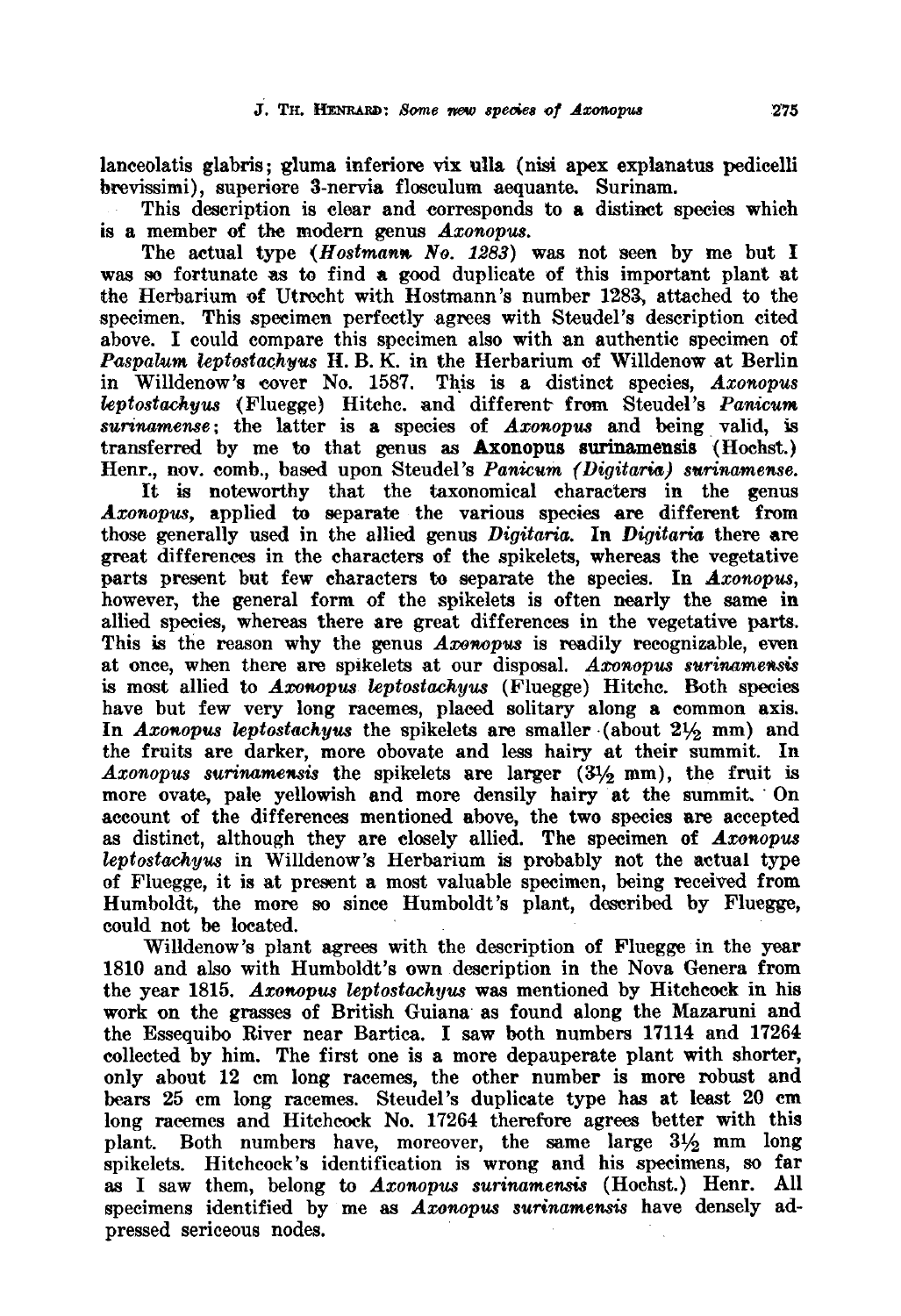lanceolatis glabris; gluma inferiore vix ulla (nisi apex explanatus pedicelli brevissimi), superiore 3-nervia flosculum aequante. Surinam.

This description is clear and corresponds to a distinct species which is a member of the modern genus *Axonopus*.

The actual type (*Hostmann No. 1283*) was not seen by me but I was so fortunate as to find a good duplicate of this important plant at the Herbarium of Utrecht with Hostmann's number 1283, attached to the specimen. This specimen perfectly agrees with Steudel's description cited above. I could compare this specimen also with an authentic specimen of *Paspalum leptostachyus* H. B. K. in the Herbarium of Willdenow at Berlin in Willdenow's cover No. 1587. This is a distinct species, *Axonopus leptostachyus* (Fluegge) Hitchc. and different from Steudel's *Panicum surinamense*; the latter is a species of *Axonopus* and being valid, is transferred by me to that genus as **Axonopus surinamensis** (Hochst.) Henr., nov. comb., based upon Steudel's *Panicum (Digitaria) surinamense*.

It is noteworthy that the taxonomical characters in the genus *Axonopus*, applied to separate the various species are different from those generally used in the allied genus *Digitaria*. In *Digitaria* there are great differences in the characters of the spikelets, whereas the vegetative parts present but few characters to separate the species. In *Axonopus*, however, the general form of the spikelets is often nearly the same in allied species, whereas there are great differences in the vegetative parts. This is the reason why the genus *Axonopus* is readily recognizable, even at once, when there are spikelets at our disposal. *Axonopus surinamensis* is most allied to *Axonopus leptostachyus* (Fluegge) Hitchc. Both species have but few very long racemes, placed solitary along a common axis. In *Axonopus leptostachyus* the spikelets are smaller (about 2½ mm) and the fruits are darker, more obovate and less hairy at their summit. In *Axonopus surinamensis* the spikelets are larger (3½ mm), the fruit is more ovate, pale yellowish and more densily hairy at the summit. On account of the differences mentioned above, the two species are accepted as distinct, although they are closely allied. The specimen of *Axonopus leptostachyus* in Willdenow's Herbarium is probably not the actual type of Fluegge, it is at present a most valuable specimen, being received from Humboldt, the more so since Humboldt's plant, described by Fluegge, could not be located.

Willdenow's plant agrees with the description of Fluegge in the year 1810 and also with Humboldt's own description in the Nova Genera from the year 1815. *Axonopus leptostachyus* was mentioned by Hitchcock in his work on the grasses of British Guiana as found along the Mazaruni and the Essequibo River near Bartica. I saw both numbers 17114 and 17264 collected by him. The first one is a more depauperate plant with shorter, only about 12 cm long racemes, the other number is more robust and bears 25 cm long racemes. Steudel's duplicate type has at least 20 cm long racemes and Hitchcock No. 17264 therefore agrees better with this plant. Both numbers have, moreover, the same large 3½ mm long spikelets. Hitchcock's identification is wrong and his specimens, so far as I saw them, belong to *Axonopus surinamensis* (Hochst.) Henr. All specimens identified by me as *Axonopus surinamensis* have densely adpressed sericeous nodes.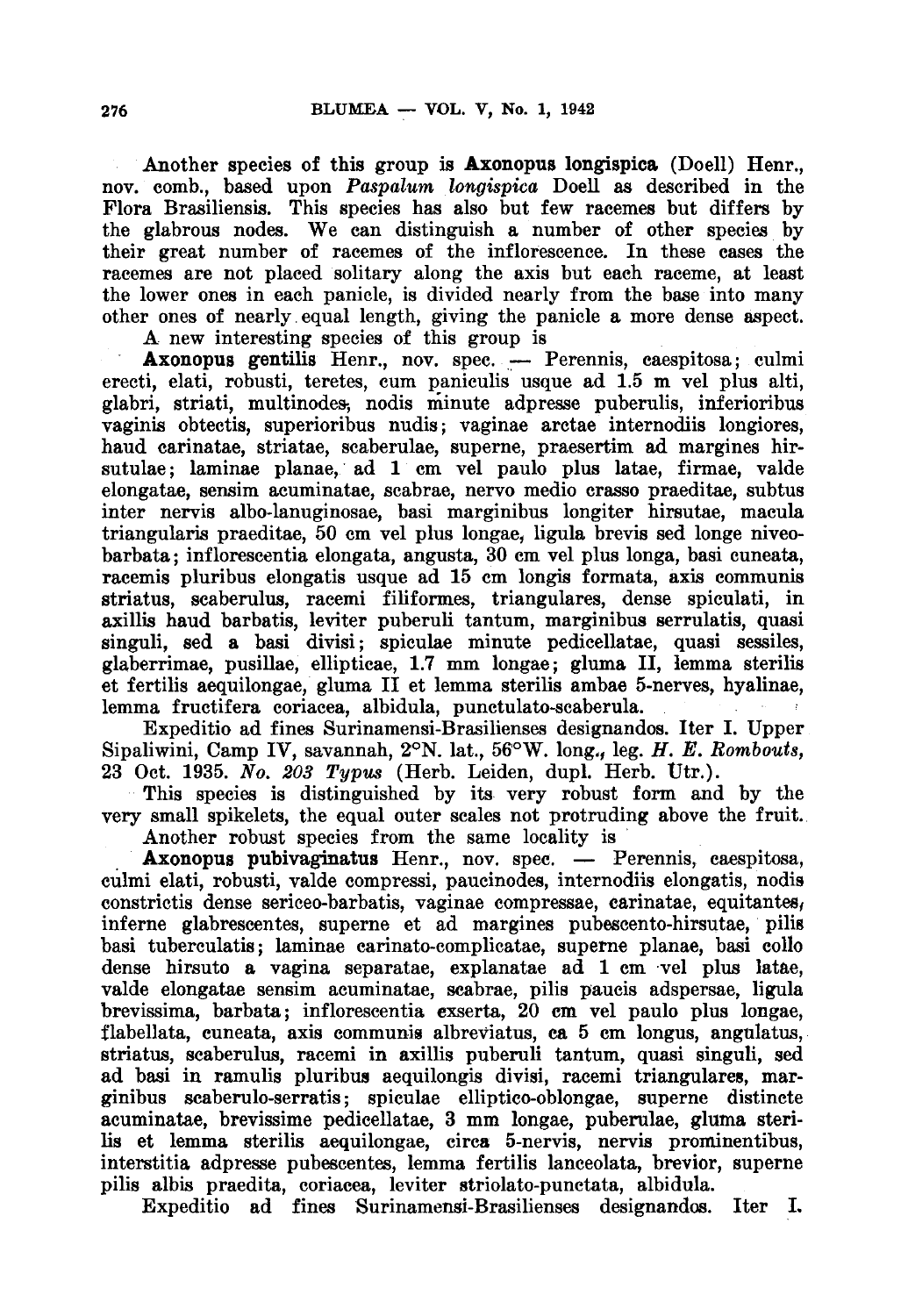Another species of this group is **Axonopus longispica** (Doell) Henr., nov. comb., based upon *Paspalum longispica* Doell as described in the Flora Brasiliensis. This species has also but few racemes but differs by the glabrous nodes. We can distinguish a number of other species by their great number of racemes of the inflorescence. In these cases the racemes are not placed solitary along the axis but each raceme, at least the lower ones in each panicle, is divided nearly from the base into many other ones of nearly equal length, giving the panicle a more dense aspect.

A new interesting species of this group is

**Axonopus gentilis** Henr., nov. spec. — Perennis, caespitosa; culmi erecti, elati, robusti, teretes, cum paniculis usque ad 1.5 m vel plus alti, glabri, striati, multinodes, nodis minute adpresse puberulis, inferioribus vaginis obtectis, superioribus nudis; vaginae arctae internodiis longiores, haud carinatae, striatae, scaberulae, superne, praesertim ad margines hirsutulae; laminae planae, ad 1 cm vel paulo plus latae, firmae, valde elongatae, sensim acuminatae, scabrae, nervo medio crasso praeditae, subtus inter nervis albo-lanuginosae, basi marginibus longiter hirsutae, macula triangularis praeditae, 50 cm vel plus longae, ligula brevis sed longe niveobarbata; inflorescentia elongata, angusta, 30 cm vel plus longa, basi cuneata, racemis pluribus elongatis usque ad 15 cm longis formata, axis communis striatus, scaberulus, racemi filiformes, triangulares, dense spiculati, in axillis haud barbatis, leviter puberuli tantum, marginibus serrulatis, quasi singuli, sed a basi divisi; spiculae minute pedicellatae, quasi sessiles, glaberrimae, pusillae, ellipticae, 1.7 mm longae; gluma II, lemma sterilis et fertilis aequilongae, gluma II et lemma sterilis ambae 5-nerves, hyalinae, lemma fructifera coriacea, albidula, punctulato-scaberula.

Expeditio ad fines Surinamensi-Brasilienses designandos. Iter I. Upper Sipaliwini, Camp IV, savannah, 2°N. lat., 56°W. long., leg. *H. E. Rombouts*, 23 Oct. 1935. *No. 203 Typus* (Herb. Leiden, dupl. Herb. Utr.).

This species is distinguished by its very robust form and by the very small spikelets, the equal outer scales not protruding above the fruit.

Another robust species from the same locality is

**Axonopus pubivaginatus** Henr., nov. spec. — Perennis, caespitosa, culmi elati, robusti, valde compressi, paucinodes, internodiis elongatis, nodis constrictis dense sericeo-barbatis, vaginae compressae, carinatae, equitantes, inferne glabrescentes, superne et ad margines pubescento-hirsutae, pilis basi tuberculatis; laminae carinato-complicatae, superne planae, basi collo dense hirsuto a vagina separatae, explanatae ad 1 cm vel plus latae, valde elongatae sensim acuminatae, scabrae, pilis paucis adspersae, ligula brevissima, barbata; inflorescentia exserta, 20 cm vel paulo plus longae, flabellata, cuneata, axis communis albreviatus, ca 5 cm longus, angulatus, striatus, scaberulus, racemi in axillis puberuli tantum, quasi singuli, sed ad basi in ramulis pluribus aequilongis divisi, racemi triangulares, marginibus scaberulo-serratis; spiculae elliptico-oblongae, superne distincte acuminatae, brevissime pedicellatae, 3 mm longae, puberulae, gluma sterilis et lemma sterilis aequilongae, circa 5-nervis, nervis prominentibus, interstitia adpresse pubescentes, lemma fertilis lanceolata, brevior, superne pilis albis praedita, coriacea, leviter striolato-punctata, albidula.

Expeditio ad fines Surinamensi-Brasilienses designandos. Iter I.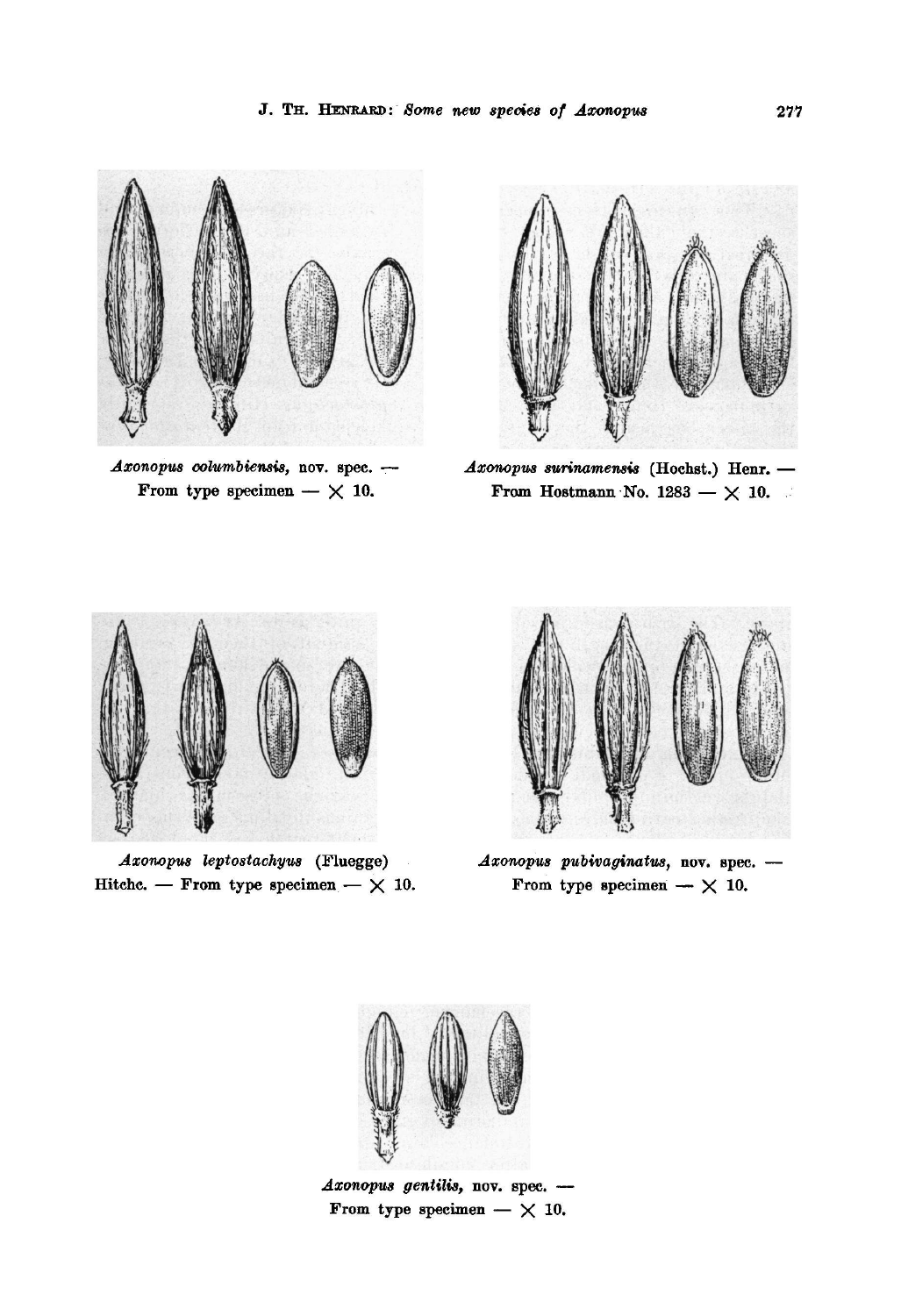*Axonopus columbiensis*, nov. spec. — From type specimen — × 10.

*Axonopus surinamensis* (Hochst.) Henr. — From Hostmann No. 1283 — × 10.

*Axonopus leptostachyus* (Fluegge) Hitchc. — From type specimen — × 10.

*Axonopus pubivaginatus*, nov. spec. — From type specimen — × 10.

*Axonopus gentilis*, nov. spec. — From type specimen — × 10.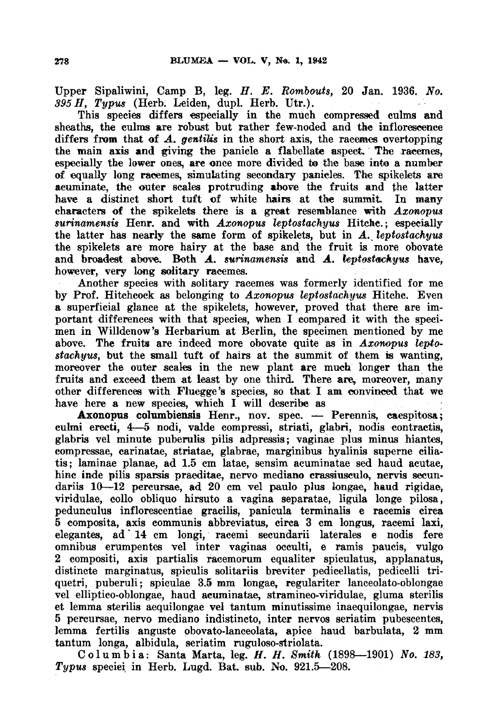Upper Sipaliwini, Camp B, leg. *H. E. Rombouts*, 20 Jan. 1936. *No. 395 H, Typus* (Herb. Leiden, dupl. Herb. Utr.).

This species differs especially in the much compressed culms and sheaths, the culms are robust but rather few-noded and the inflorescence differs from that of *A. gentilis* in the short axis, the racemes overtopping the main axis and giving the panicle a flabellate aspect. The racemes, especially the lower ones, are once more divided to the base into a number of equally long racemes, simulating secondary panicles. The spikelets are acuminate, the outer scales protruding above the fruits and the latter have a distinct short tuft of white hairs at the summit. In many characters of the spikelets there is a great resemblance with *Axonopus surinamensis* Henr. and with *Axonopus leptostachyus* Hitchc.; especially the latter has nearly the same form of spikelets, but in *A. leptostachyus* the spikelets are more hairy at the base and the fruit is more obovate and broadest above. Both *A. surinamensis* and *A. leptostachyus* have, however, very long solitary racemes.

Another species with solitary racemes was formerly identified for me by Prof. Hitchcock as belonging to *Axonopus leptostachyus* Hitchc. Even a superficial glance at the spikelets, however, proved that there are important differences with that species, when I compared it with the specimen in Willdenow's Herbarium at Berlin, the specimen mentioned by me above. The fruits are indeed more obovate quite as in *Axonopus leptostachyus*, but the small tuft of hairs at the summit of them is wanting, moreover the outer scales in the new plant are much longer than the fruits and exceed them at least by one third. There are, moreover, many other differences with Fluegge's species, so that I am convinced that we have here a new species, which I will describe as

**Axonopus columbiensis** Henr., nov. spec. — Perennis, caespitosa; culmi erecti, 4—5 nodi, valde compressi, striati, glabri, nodis contractis, glabris vel minute puberulis pilis adpressis; vaginae plus minus hiantes, compressae, carinatae, striatae, glabrae, marginibus hyalinis superne ciliatis; laminae planae, ad 1.5 cm latae, sensim acuminatae sed haud acutae, hinc inde pilis sparsis praeditae, nervo mediano crassiusculo, nervis secundariis 10—12 percursae, ad 20 cm vel paulo plus longae, haud rigidae, viridulae, collo obliquo hirsuto a vagina separatae, ligula longe pilosa, pedunculus inflorescentiae gracilis, panicula terminalis e racemis circa 5 composita, axis communis abbreviatus, circa 3 cm longus, racemi laxi, elegantes, ad 14 cm longi, racemi secundarii laterales e nodis fere omnibus erumpentes vel inter vaginas occulti, e ramis paucis, vulgo 2 compositi, axis partialis racemorum equaliter spiculatus, applanatus, distincte marginatus, spiculis solitariis breviter pedicellatis, pedicelli triquetri, puberuli; spiculae 3.5 mm longae, regulariter lanceolato-oblongae vel elliptico-oblongae, haud acuminatae, stramineo-viridulae, gluma sterilis et lemma sterilis aequilongae vel tantum minutissime inaequilongae, nervis 5 percursae, nervo mediano indistincto, inter nervos seriatim pubescentes, lemma fertilis anguste obovato-lanceolata, apice haud barbulata, 2 mm tantum longa, albidula, seriatim ruguloso-striolata.

C o l u m b i a: Santa Marta, leg. *H. H. Smith* (1898—1901) *No. 183, Typus* speciei in Herb. Lugd. Bat. sub. No. 921.5—208.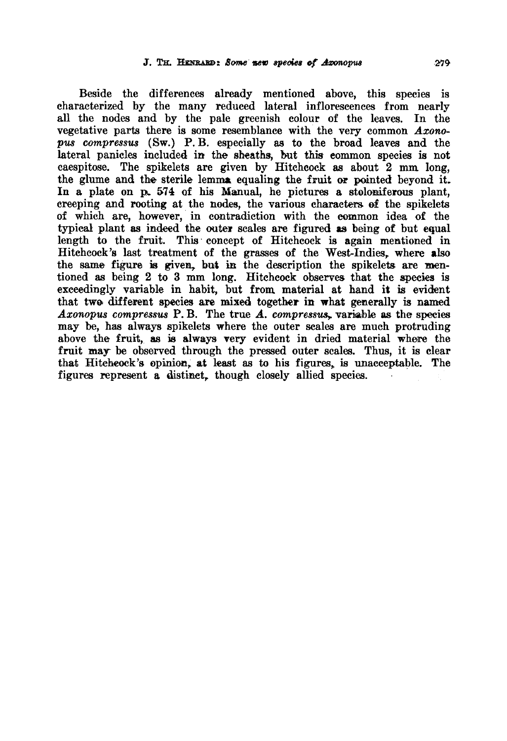Beside the differences already mentioned above, this species is characterized by the many reduced lateral inflorescences from nearly all the nodes and by the pale greenish colour of the leaves. In the vegetative parts there is some resemblance with the very common *Axonopus compressus* (Sw.) P. B. especially as to the broad leaves and the lateral panicles included in the sheaths, but this common species is not caespitose. The spikelets are given by Hitchcock as about 2 mm long, the glume and the sterile lemma equaling the fruit or pointed beyond it. In a plate on p. 574 of his Manual, he pictures a stoloniferous plant, creeping and rooting at the nodes, the various characters of the spikelets of which are, however, in contradiction with the common idea of the typical plant as indeed the outer scales are figured as being of but equal length to the fruit. This concept of Hitchcock is again mentioned in Hitchcock's last treatment of the grasses of the West-Indies, where also the same figure is given, but in the description the spikelets are mentioned as being 2 to 3 mm long. Hitchcock observes that the species is exceedingly variable in habit, but from material at hand it is evident that two different species are mixed together in what generally is named *Axonopus compressus* P. B. The true *A. compressus*, variable as the species may be, has always spikelets where the outer scales are much protruding above the fruit, as is always very evident in dried material where the fruit may be observed through the pressed outer scales. Thus, it is clear that Hitchcock's opinion, at least as to his figures, is unacceptable. The figures represent a distinct, though closely allied species.